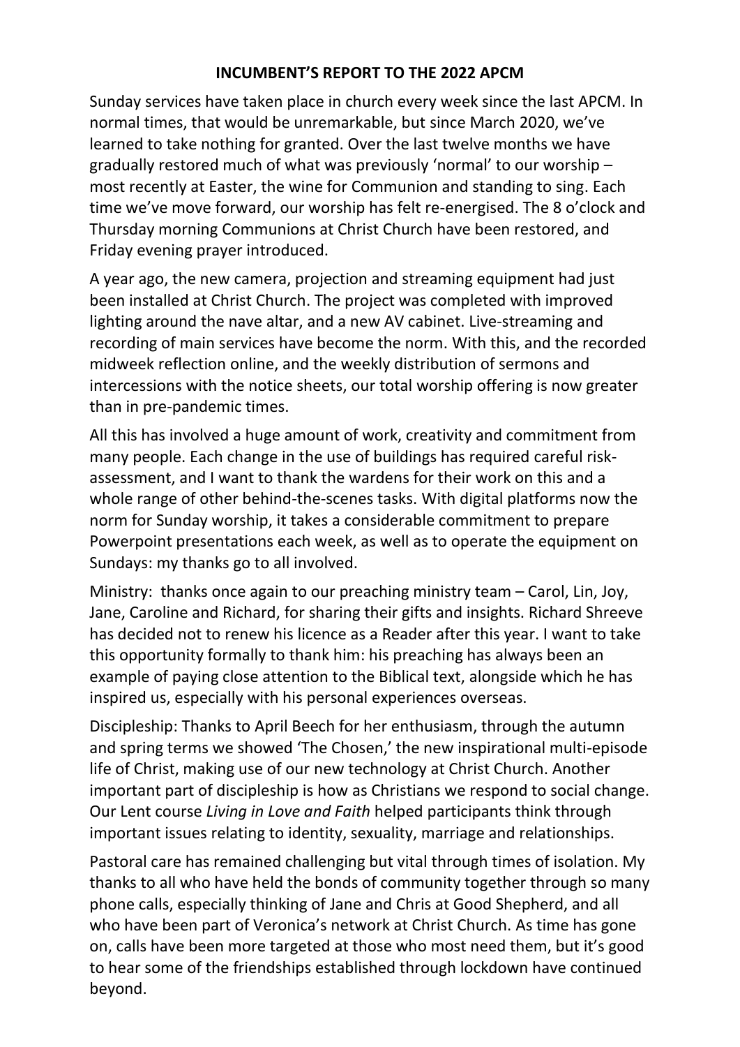# INCUMBENT'S REPORT TO THE 2022 APCM

Sunday services have taken place in church every week since the last APCM. In normal times, that would be unremarkable, but since March 2020, we've learned to take nothing for granted. Over the last twelve months we have gradually restored much of what was previously 'normal' to our worship – most recently at Easter, the wine for Communion and standing to sing. Each time we've move forward, our worship has felt re-energised. The 8 o'clock and Thursday morning Communions at Christ Church have been restored, and Friday evening prayer introduced.

A year ago, the new camera, projection and streaming equipment had just been installed at Christ Church. The project was completed with improved lighting around the nave altar, and a new AV cabinet. Live-streaming and recording of main services have become the norm. With this, and the recorded midweek reflection online, and the weekly distribution of sermons and intercessions with the notice sheets, our total worship offering is now greater than in pre-pandemic times.

All this has involved a huge amount of work, creativity and commitment from many people. Each change in the use of buildings has required careful risk-assessment, and I want to thank the wardens for their work on this and a whole range of other behind-the-scenes tasks. With digital platforms now the norm for Sunday worship, it takes a considerable commitment to prepare Powerpoint presentations each week, as well as to operate the equipment on Sundays: my thanks go to all involved.

Ministry: thanks once again to our preaching ministry team – Carol, Lin, Joy, Jane, Caroline and Richard, for sharing their gifts and insights. Richard Shreeve has decided not to renew his licence as a Reader after this year. I want to take this opportunity formally to thank him: his preaching has always been an example of paying close attention to the Biblical text, alongside which he has inspired us, especially with his personal experiences overseas.

Discipleship: Thanks to April Beech for her enthusiasm, through the autumn and spring terms we showed 'The Chosen,' the new inspirational multi-episode life of Christ, making use of our new technology at Christ Church. Another important part of discipleship is how as Christians we respond to social change. Our Lent course *Living in Love and Faith* helped participants think through important issues relating to identity, sexuality, marriage and relationships.

Pastoral care has remained challenging but vital through times of isolation. My thanks to all who have held the bonds of community together through so many phone calls, especially thinking of Jane and Chris at Good Shepherd, and all who have been part of Veronica's network at Christ Church. As time has gone on, calls have been more targeted at those who most need them, but it's good to hear some of the friendships established through lockdown have continued beyond.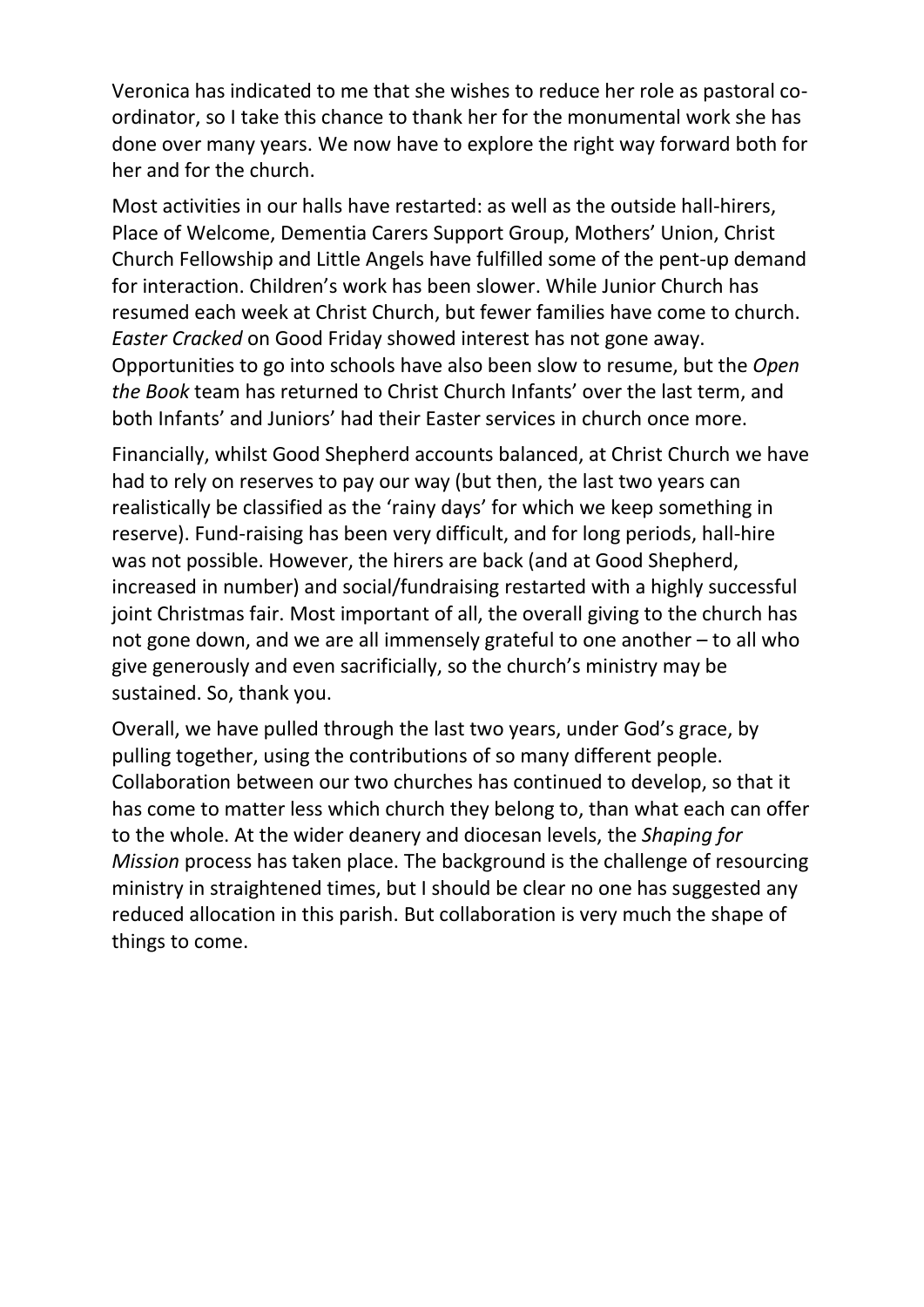Veronica has indicated to me that she wishes to reduce her role as pastoral co-ordinator, so I take this chance to thank her for the monumental work she has done over many years. We now have to explore the right way forward both for her and for the church.

Most activities in our halls have restarted: as well as the outside hall-hirers, Place of Welcome, Dementia Carers Support Group, Mothers' Union, Christ Church Fellowship and Little Angels have fulfilled some of the pent-up demand for interaction. Children's work has been slower. While Junior Church has resumed each week at Christ Church, but fewer families have come to church. *Easter Cracked* on Good Friday showed interest has not gone away. Opportunities to go into schools have also been slow to resume, but the *Open the Book* team has returned to Christ Church Infants' over the last term, and both Infants' and Juniors' had their Easter services in church once more.

Financially, whilst Good Shepherd accounts balanced, at Christ Church we have had to rely on reserves to pay our way (but then, the last two years can realistically be classified as the 'rainy days' for which we keep something in reserve). Fund-raising has been very difficult, and for long periods, hall-hire was not possible. However, the hirers are back (and at Good Shepherd, increased in number) and social/fundraising restarted with a highly successful joint Christmas fair. Most important of all, the overall giving to the church has not gone down, and we are all immensely grateful to one another – to all who give generously and even sacrificially, so the church's ministry may be sustained. So, thank you.

Overall, we have pulled through the last two years, under God's grace, by pulling together, using the contributions of so many different people. Collaboration between our two churches has continued to develop, so that it has come to matter less which church they belong to, than what each can offer to the whole. At the wider deanery and diocesan levels, the *Shaping for Mission* process has taken place. The background is the challenge of resourcing ministry in straightened times, but I should be clear no one has suggested any reduced allocation in this parish. But collaboration is very much the shape of things to come.